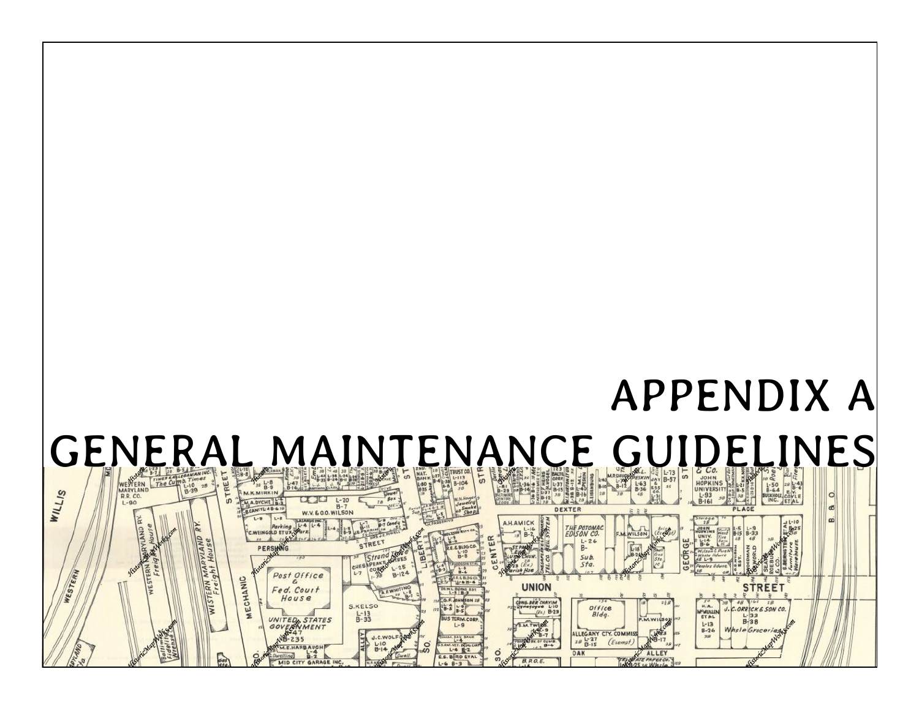# APPENDIX A
# GENERAL MAINTENANCE GUIDELINES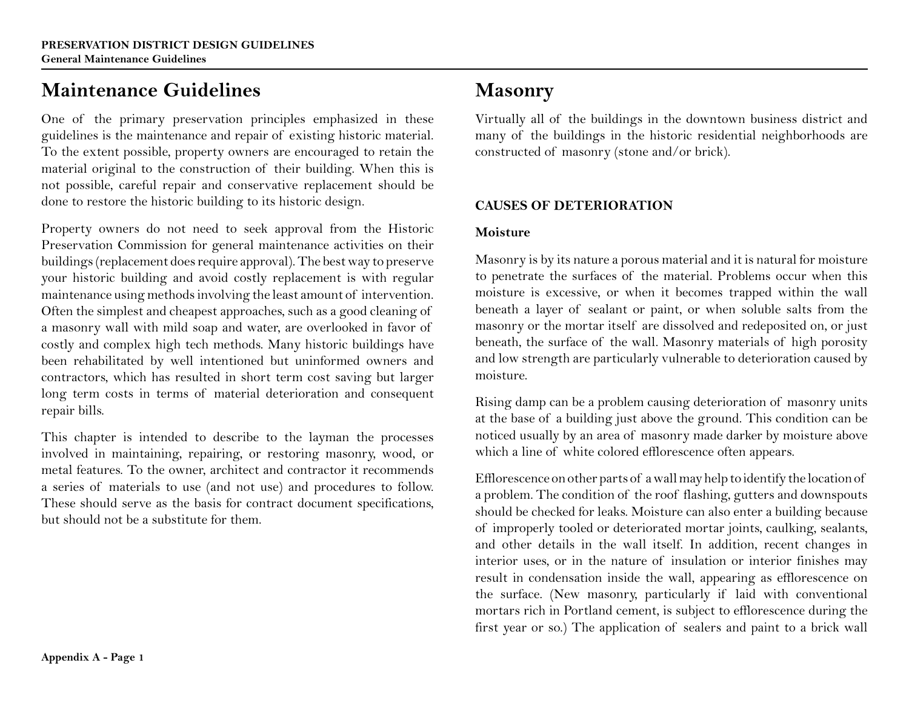# Maintenance Guidelines

One of the primary preservation principles emphasized in these guidelines is the maintenance and repair of existing historic material. To the extent possible, property owners are encouraged to retain the material original to the construction of their building. When this is not possible, careful repair and conservative replacement should be done to restore the historic building to its historic design.

Property owners do not need to seek approval from the Historic Preservation Commission for general maintenance activities on their buildings (replacement does require approval). The best way to preserve your historic building and avoid costly replacement is with regular maintenance using methods involving the least amount of intervention. Often the simplest and cheapest approaches, such as a good cleaning of a masonry wall with mild soap and water, are overlooked in favor of costly and complex high tech methods. Many historic buildings have been rehabilitated by well intentioned but uninformed owners and contractors, which has resulted in short term cost saving but larger long term costs in terms of material deterioration and consequent repair bills.

This chapter is intended to describe to the layman the processes involved in maintaining, repairing, or restoring masonry, wood, or metal features. To the owner, architect and contractor it recommends a series of materials to use (and not use) and procedures to follow. These should serve as the basis for contract document specifications, but should not be a substitute for them.

# Masonry

Virtually all of the buildings in the downtown business district and many of the buildings in the historic residential neighborhoods are constructed of masonry (stone and/or brick).

## CAUSES OF DETERIORATION

### Moisture

Masonry is by its nature a porous material and it is natural for moisture to penetrate the surfaces of the material. Problems occur when this moisture is excessive, or when it becomes trapped within the wall beneath a layer of sealant or paint, or when soluble salts from the masonry or the mortar itself are dissolved and redeposited on, or just beneath, the surface of the wall. Masonry materials of high porosity and low strength are particularly vulnerable to deterioration caused by moisture.

Rising damp can be a problem causing deterioration of masonry units at the base of a building just above the ground. This condition can be noticed usually by an area of masonry made darker by moisture above which a line of white colored efflorescence often appears.

Efflorescence on other parts of a wall may help to identify the location of a problem. The condition of the roof flashing, gutters and downspouts should be checked for leaks. Moisture can also enter a building because of improperly tooled or deteriorated mortar joints, caulking, sealants, and other details in the wall itself. In addition, recent changes in interior uses, or in the nature of insulation or interior finishes may result in condensation inside the wall, appearing as efflorescence on the surface. (New masonry, particularly if laid with conventional mortars rich in Portland cement, is subject to efflorescence during the first year or so.) The application of sealers and paint to a brick wall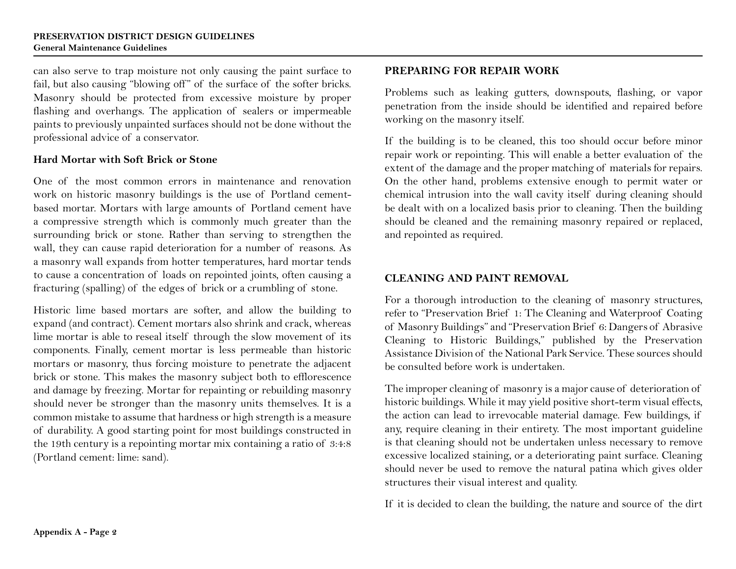can also serve to trap moisture not only causing the paint surface to fail, but also causing "blowing off" of the surface of the softer bricks. Masonry should be protected from excessive moisture by proper flashing and overhangs. The application of sealers or impermeable paints to previously unpainted surfaces should not be done without the professional advice of a conservator.

### Hard Mortar with Soft Brick or Stone

One of the most common errors in maintenance and renovation work on historic masonry buildings is the use of Portland cement-based mortar. Mortars with large amounts of Portland cement have a compressive strength which is commonly much greater than the surrounding brick or stone. Rather than serving to strengthen the wall, they can cause rapid deterioration for a number of reasons. As a masonry wall expands from hotter temperatures, hard mortar tends to cause a concentration of loads on repointed joints, often causing a fracturing (spalling) of the edges of brick or a crumbling of stone.

Historic lime based mortars are softer, and allow the building to expand (and contract). Cement mortars also shrink and crack, whereas lime mortar is able to reseal itself through the slow movement of its components. Finally, cement mortar is less permeable than historic mortars or masonry, thus forcing moisture to penetrate the adjacent brick or stone. This makes the masonry subject both to efflorescence and damage by freezing. Mortar for repainting or rebuilding masonry should never be stronger than the masonry units themselves. It is a common mistake to assume that hardness or high strength is a measure of durability. A good starting point for most buildings constructed in the 19th century is a repointing mortar mix containing a ratio of 3:4:8 (Portland cement: lime: sand).

## PREPARING FOR REPAIR WORK

Problems such as leaking gutters, downspouts, flashing, or vapor penetration from the inside should be identified and repaired before working on the masonry itself.

If the building is to be cleaned, this too should occur before minor repair work or repointing. This will enable a better evaluation of the extent of the damage and the proper matching of materials for repairs. On the other hand, problems extensive enough to permit water or chemical intrusion into the wall cavity itself during cleaning should be dealt with on a localized basis prior to cleaning. Then the building should be cleaned and the remaining masonry repaired or replaced, and repointed as required.

## CLEANING AND PAINT REMOVAL

For a thorough introduction to the cleaning of masonry structures, refer to "Preservation Brief 1: The Cleaning and Waterproof Coating of Masonry Buildings" and "Preservation Brief 6: Dangers of Abrasive Cleaning to Historic Buildings," published by the Preservation Assistance Division of the National Park Service. These sources should be consulted before work is undertaken.

The improper cleaning of masonry is a major cause of deterioration of historic buildings. While it may yield positive short-term visual effects, the action can lead to irrevocable material damage. Few buildings, if any, require cleaning in their entirety. The most important guideline is that cleaning should not be undertaken unless necessary to remove excessive localized staining, or a deteriorating paint surface. Cleaning should never be used to remove the natural patina which gives older structures their visual interest and quality.

If it is decided to clean the building, the nature and source of the dirt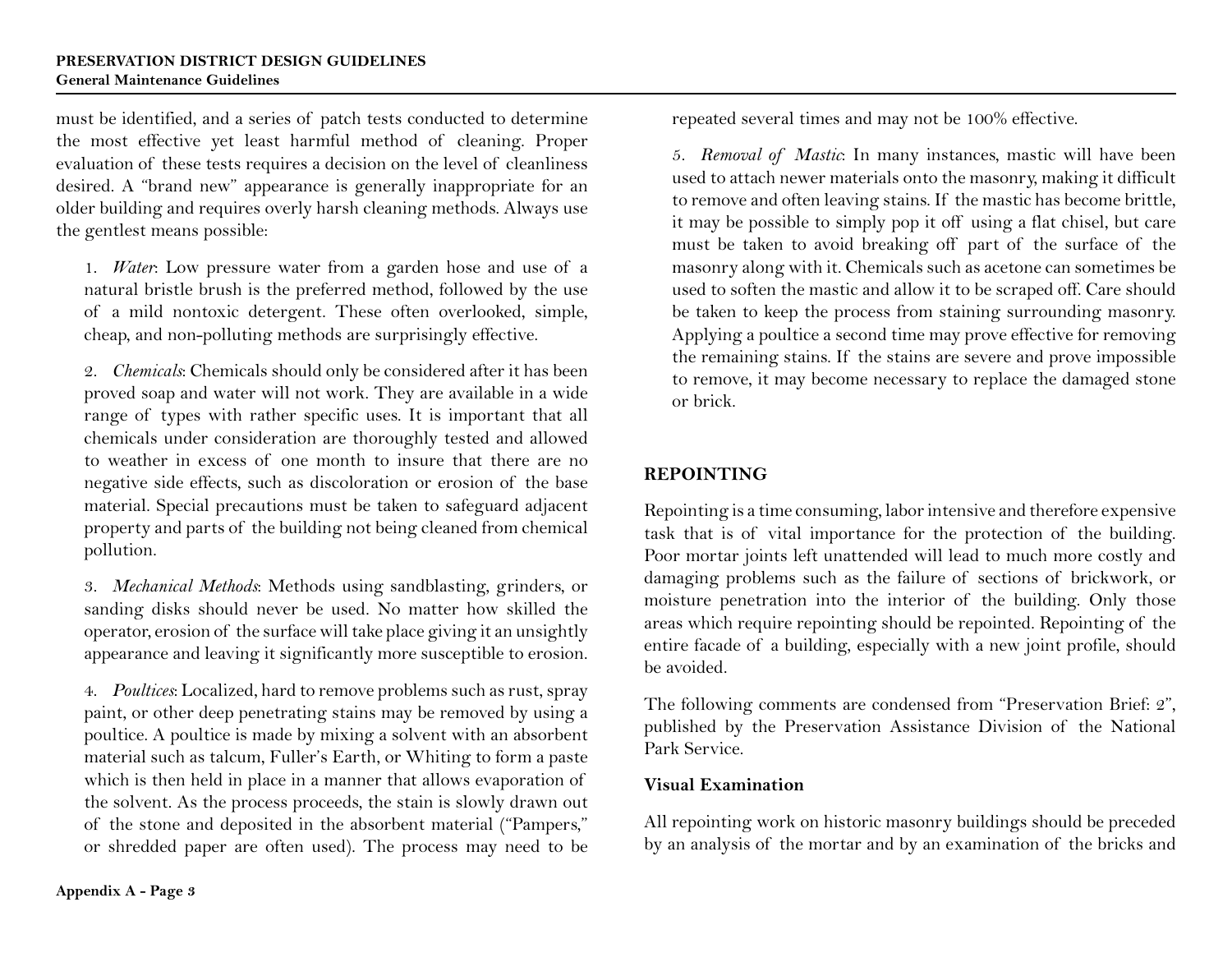must be identified, and a series of patch tests conducted to determine the most effective yet least harmful method of cleaning. Proper evaluation of these tests requires a decision on the level of cleanliness desired. A "brand new" appearance is generally inappropriate for an older building and requires overly harsh cleaning methods. Always use the gentlest means possible:

1. *Water*: Low pressure water from a garden hose and use of a natural bristle brush is the preferred method, followed by the use of a mild nontoxic detergent. These often overlooked, simple, cheap, and non-polluting methods are surprisingly effective.

2. *Chemicals*: Chemicals should only be considered after it has been proved soap and water will not work. They are available in a wide range of types with rather specific uses. It is important that all chemicals under consideration are thoroughly tested and allowed to weather in excess of one month to insure that there are no negative side effects, such as discoloration or erosion of the base material. Special precautions must be taken to safeguard adjacent property and parts of the building not being cleaned from chemical pollution.

3. *Mechanical Methods*: Methods using sandblasting, grinders, or sanding disks should never be used. No matter how skilled the operator, erosion of the surface will take place giving it an unsightly appearance and leaving it significantly more susceptible to erosion.

4. *Poultices*: Localized, hard to remove problems such as rust, spray paint, or other deep penetrating stains may be removed by using a poultice. A poultice is made by mixing a solvent with an absorbent material such as talcum, Fuller's Earth, or Whiting to form a paste which is then held in place in a manner that allows evaporation of the solvent. As the process proceeds, the stain is slowly drawn out of the stone and deposited in the absorbent material ("Pampers," or shredded paper are often used). The process may need to be repeated several times and may not be 100% effective.

5. *Removal of Mastic*: In many instances, mastic will have been used to attach newer materials onto the masonry, making it difficult to remove and often leaving stains. If the mastic has become brittle, it may be possible to simply pop it off using a flat chisel, but care must be taken to avoid breaking off part of the surface of the masonry along with it. Chemicals such as acetone can sometimes be used to soften the mastic and allow it to be scraped off. Care should be taken to keep the process from staining surrounding masonry. Applying a poultice a second time may prove effective for removing the remaining stains. If the stains are severe and prove impossible to remove, it may become necessary to replace the damaged stone or brick.

## REPOINTING

Repointing is a time consuming, labor intensive and therefore expensive task that is of vital importance for the protection of the building. Poor mortar joints left unattended will lead to much more costly and damaging problems such as the failure of sections of brickwork, or moisture penetration into the interior of the building. Only those areas which require repointing should be repointed. Repointing of the entire facade of a building, especially with a new joint profile, should be avoided.

The following comments are condensed from "Preservation Brief: 2", published by the Preservation Assistance Division of the National Park Service.

### Visual Examination

All repointing work on historic masonry buildings should be preceded by an analysis of the mortar and by an examination of the bricks and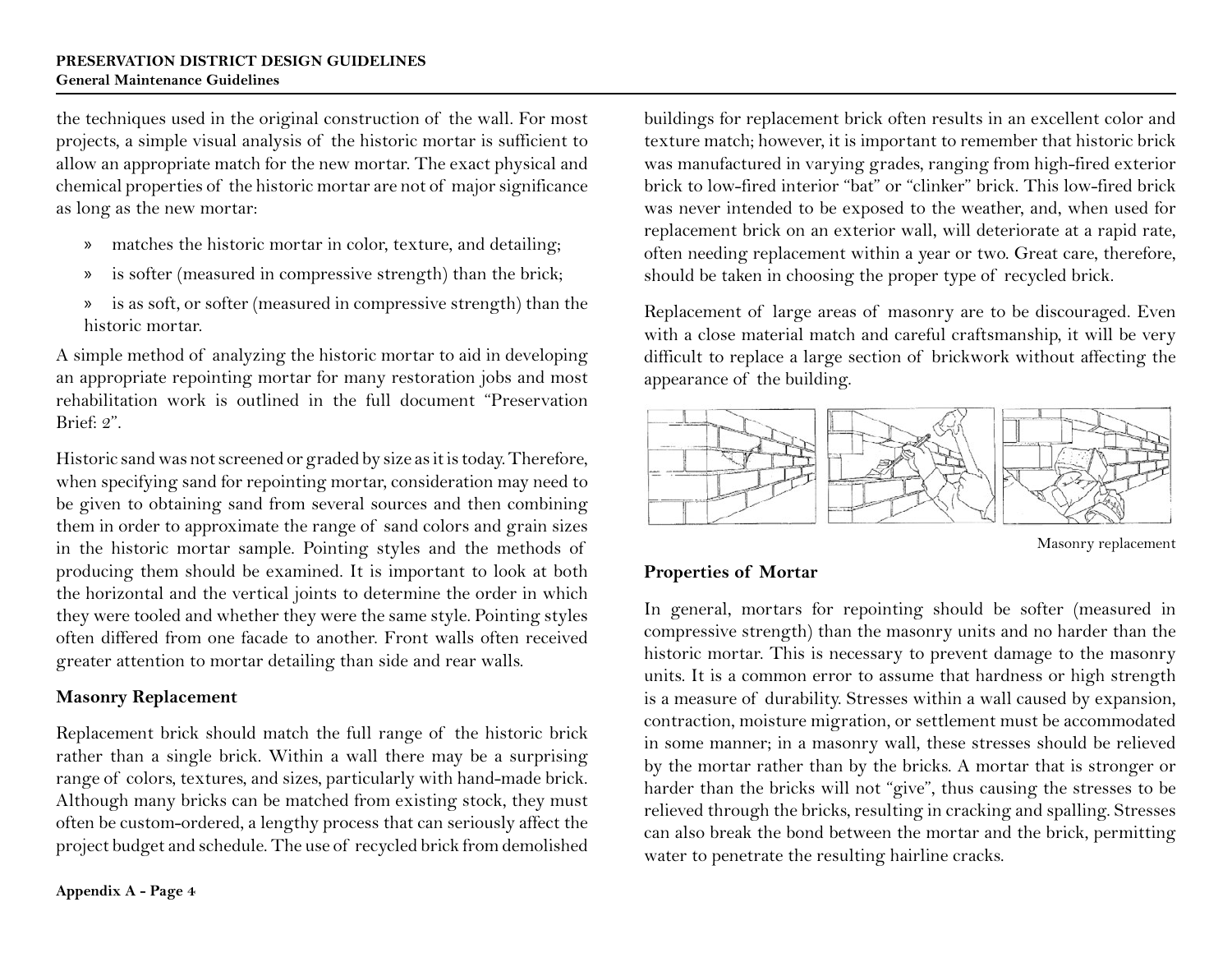the techniques used in the original construction of the wall. For most projects, a simple visual analysis of the historic mortar is sufficient to allow an appropriate match for the new mortar. The exact physical and chemical properties of the historic mortar are not of major significance as long as the new mortar:

- matches the historic mortar in color, texture, and detailing;
- is softer (measured in compressive strength) than the brick;
- is as soft, or softer (measured in compressive strength) than the historic mortar.

A simple method of analyzing the historic mortar to aid in developing an appropriate repointing mortar for many restoration jobs and most rehabilitation work is outlined in the full document "Preservation Brief: 2".

Historic sand was not screened or graded by size as it is today. Therefore, when specifying sand for repointing mortar, consideration may need to be given to obtaining sand from several sources and then combining them in order to approximate the range of sand colors and grain sizes in the historic mortar sample. Pointing styles and the methods of producing them should be examined. It is important to look at both the horizontal and the vertical joints to determine the order in which they were tooled and whether they were the same style. Pointing styles often differed from one facade to another. Front walls often received greater attention to mortar detailing than side and rear walls.

### Masonry Replacement

Replacement brick should match the full range of the historic brick rather than a single brick. Within a wall there may be a surprising range of colors, textures, and sizes, particularly with hand-made brick. Although many bricks can be matched from existing stock, they must often be custom-ordered, a lengthy process that can seriously affect the project budget and schedule. The use of recycled brick from demolished buildings for replacement brick often results in an excellent color and texture match; however, it is important to remember that historic brick was manufactured in varying grades, ranging from high-fired exterior brick to low-fired interior "bat" or "clinker" brick. This low-fired brick was never intended to be exposed to the weather, and, when used for replacement brick on an exterior wall, will deteriorate at a rapid rate, often needing replacement within a year or two. Great care, therefore, should be taken in choosing the proper type of recycled brick.

Replacement of large areas of masonry are to be discouraged. Even with a close material match and careful craftsmanship, it will be very difficult to replace a large section of brickwork without affecting the appearance of the building.

Masonry replacement

### Properties of Mortar

In general, mortars for repointing should be softer (measured in compressive strength) than the masonry units and no harder than the historic mortar. This is necessary to prevent damage to the masonry units. It is a common error to assume that hardness or high strength is a measure of durability. Stresses within a wall caused by expansion, contraction, moisture migration, or settlement must be accommodated in some manner; in a masonry wall, these stresses should be relieved by the mortar rather than by the bricks. A mortar that is stronger or harder than the bricks will not "give", thus causing the stresses to be relieved through the bricks, resulting in cracking and spalling. Stresses can also break the bond between the mortar and the brick, permitting water to penetrate the resulting hairline cracks.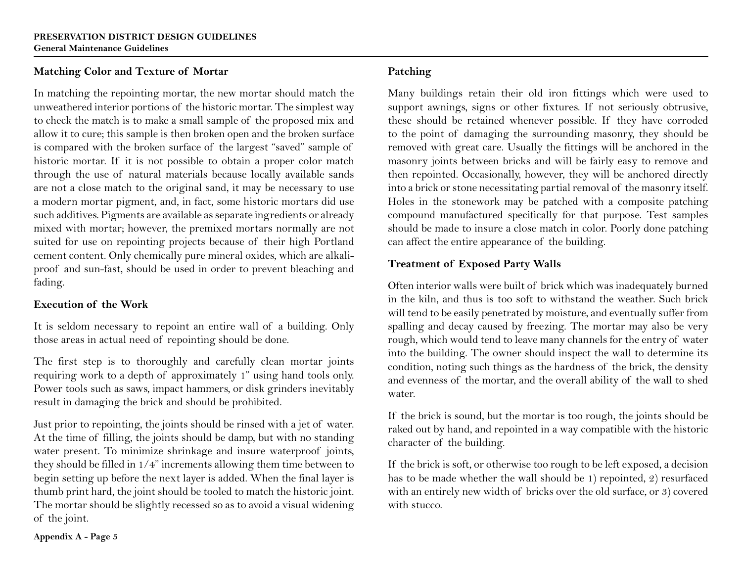### Matching Color and Texture of Mortar

In matching the repointing mortar, the new mortar should match the unweathered interior portions of the historic mortar. The simplest way to check the match is to make a small sample of the proposed mix and allow it to cure; this sample is then broken open and the broken surface is compared with the broken surface of the largest "saved" sample of historic mortar. If it is not possible to obtain a proper color match through the use of natural materials because locally available sands are not a close match to the original sand, it may be necessary to use a modern mortar pigment, and, in fact, some historic mortars did use such additives. Pigments are available as separate ingredients or already mixed with mortar; however, the premixed mortars normally are not suited for use on repointing projects because of their high Portland cement content. Only chemically pure mineral oxides, which are alkali-proof and sun-fast, should be used in order to prevent bleaching and fading.

### Execution of the Work

It is seldom necessary to repoint an entire wall of a building. Only those areas in actual need of repointing should be done.

The first step is to thoroughly and carefully clean mortar joints requiring work to a depth of approximately 1" using hand tools only. Power tools such as saws, impact hammers, or disk grinders inevitably result in damaging the brick and should be prohibited.

Just prior to repointing, the joints should be rinsed with a jet of water. At the time of filling, the joints should be damp, but with no standing water present. To minimize shrinkage and insure waterproof joints, they should be filled in 1/4" increments allowing them time between to begin setting up before the next layer is added. When the final layer is thumb print hard, the joint should be tooled to match the historic joint. The mortar should be slightly recessed so as to avoid a visual widening of the joint.

### Patching

Many buildings retain their old iron fittings which were used to support awnings, signs or other fixtures. If not seriously obtrusive, these should be retained whenever possible. If they have corroded to the point of damaging the surrounding masonry, they should be removed with great care. Usually the fittings will be anchored in the masonry joints between bricks and will be fairly easy to remove and then repointed. Occasionally, however, they will be anchored directly into a brick or stone necessitating partial removal of the masonry itself. Holes in the stonework may be patched with a composite patching compound manufactured specifically for that purpose. Test samples should be made to insure a close match in color. Poorly done patching can affect the entire appearance of the building.

### Treatment of Exposed Party Walls

Often interior walls were built of brick which was inadequately burned in the kiln, and thus is too soft to withstand the weather. Such brick will tend to be easily penetrated by moisture, and eventually suffer from spalling and decay caused by freezing. The mortar may also be very rough, which would tend to leave many channels for the entry of water into the building. The owner should inspect the wall to determine its condition, noting such things as the hardness of the brick, the density and evenness of the mortar, and the overall ability of the wall to shed water.

If the brick is sound, but the mortar is too rough, the joints should be raked out by hand, and repointed in a way compatible with the historic character of the building.

If the brick is soft, or otherwise too rough to be left exposed, a decision has to be made whether the wall should be 1) repointed, 2) resurfaced with an entirely new width of bricks over the old surface, or 3) covered with stucco.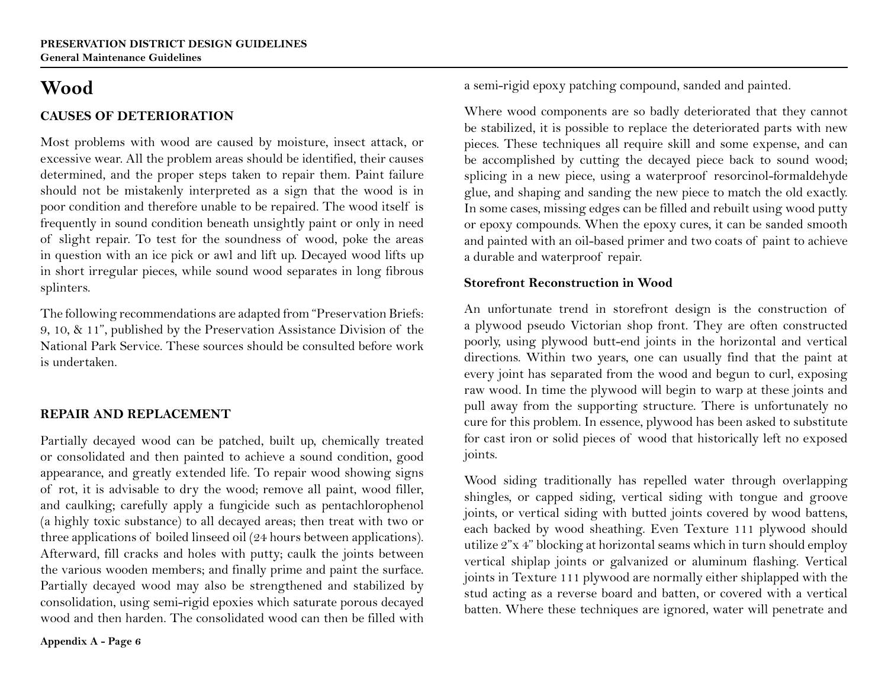# Wood

## CAUSES OF DETERIORATION

Most problems with wood are caused by moisture, insect attack, or excessive wear. All the problem areas should be identified, their causes determined, and the proper steps taken to repair them. Paint failure should not be mistakenly interpreted as a sign that the wood is in poor condition and therefore unable to be repaired. The wood itself is frequently in sound condition beneath unsightly paint or only in need of slight repair. To test for the soundness of wood, poke the areas in question with an ice pick or awl and lift up. Decayed wood lifts up in short irregular pieces, while sound wood separates in long fibrous splinters.

The following recommendations are adapted from "Preservation Briefs: 9, 10, & 11", published by the Preservation Assistance Division of the National Park Service. These sources should be consulted before work is undertaken.

## REPAIR AND REPLACEMENT

Partially decayed wood can be patched, built up, chemically treated or consolidated and then painted to achieve a sound condition, good appearance, and greatly extended life. To repair wood showing signs of rot, it is advisable to dry the wood; remove all paint, wood filler, and caulking; carefully apply a fungicide such as pentachlorophenol (a highly toxic substance) to all decayed areas; then treat with two or three applications of boiled linseed oil (24 hours between applications). Afterward, fill cracks and holes with putty; caulk the joints between the various wooden members; and finally prime and paint the surface. Partially decayed wood may also be strengthened and stabilized by consolidation, using semi-rigid epoxies which saturate porous decayed wood and then harden. The consolidated wood can then be filled with a semi-rigid epoxy patching compound, sanded and painted.

Where wood components are so badly deteriorated that they cannot be stabilized, it is possible to replace the deteriorated parts with new pieces. These techniques all require skill and some expense, and can be accomplished by cutting the decayed piece back to sound wood; splicing in a new piece, using a waterproof resorcinol-formaldehyde glue, and shaping and sanding the new piece to match the old exactly. In some cases, missing edges can be filled and rebuilt using wood putty or epoxy compounds. When the epoxy cures, it can be sanded smooth and painted with an oil-based primer and two coats of paint to achieve a durable and waterproof repair.

### Storefront Reconstruction in Wood

An unfortunate trend in storefront design is the construction of a plywood pseudo Victorian shop front. They are often constructed poorly, using plywood butt-end joints in the horizontal and vertical directions. Within two years, one can usually find that the paint at every joint has separated from the wood and begun to curl, exposing raw wood. In time the plywood will begin to warp at these joints and pull away from the supporting structure. There is unfortunately no cure for this problem. In essence, plywood has been asked to substitute for cast iron or solid pieces of wood that historically left no exposed joints.

Wood siding traditionally has repelled water through overlapping shingles, or capped siding, vertical siding with tongue and groove joints, or vertical siding with butted joints covered by wood battens, each backed by wood sheathing. Even Texture 111 plywood should utilize 2"x 4" blocking at horizontal seams which in turn should employ vertical shiplap joints or galvanized or aluminum flashing. Vertical joints in Texture 111 plywood are normally either shiplapped with the stud acting as a reverse board and batten, or covered with a vertical batten. Where these techniques are ignored, water will penetrate and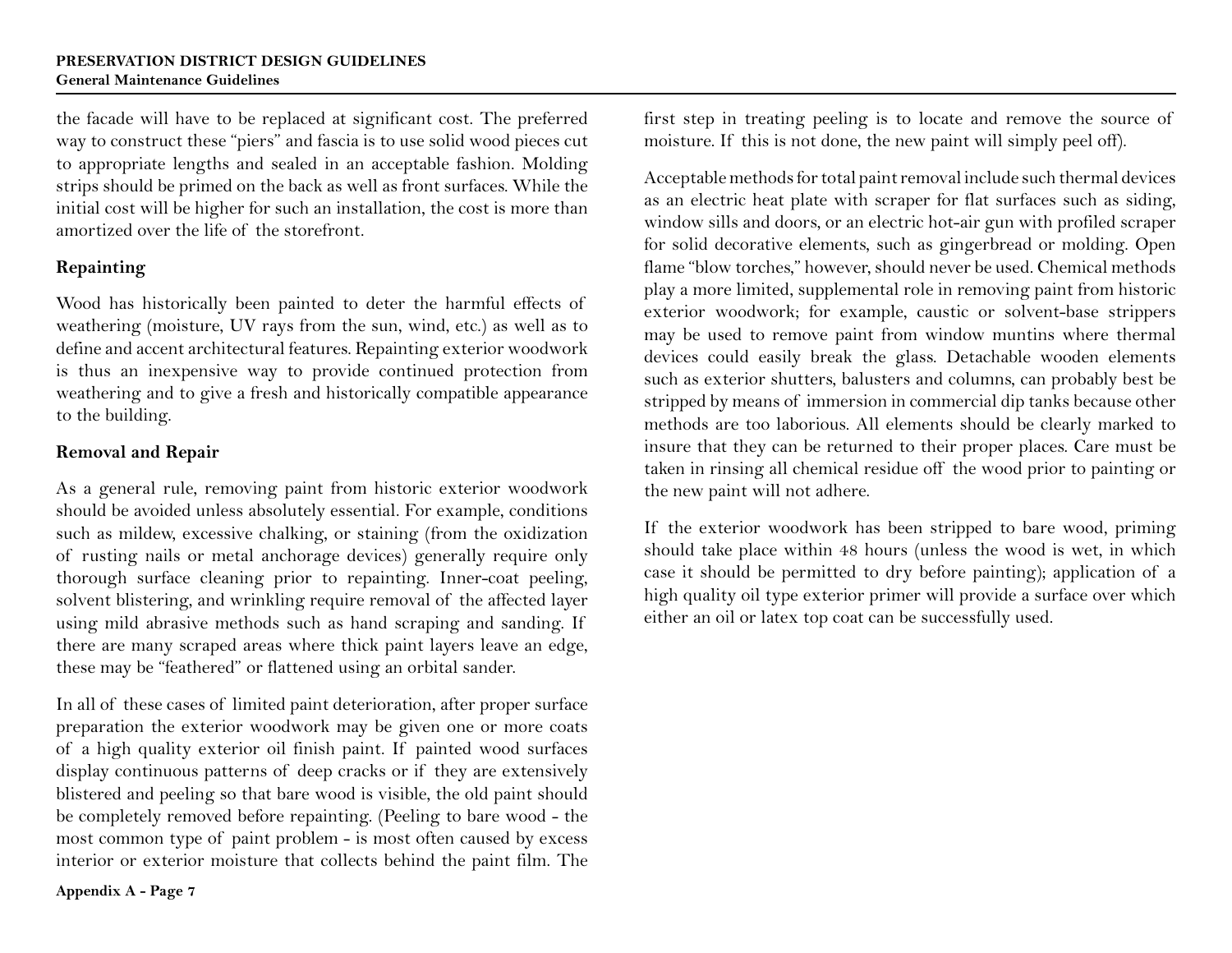the facade will have to be replaced at significant cost. The preferred way to construct these "piers" and fascia is to use solid wood pieces cut to appropriate lengths and sealed in an acceptable fashion. Molding strips should be primed on the back as well as front surfaces. While the initial cost will be higher for such an installation, the cost is more than amortized over the life of the storefront.

### Repainting

Wood has historically been painted to deter the harmful effects of weathering (moisture, UV rays from the sun, wind, etc.) as well as to define and accent architectural features. Repainting exterior woodwork is thus an inexpensive way to provide continued protection from weathering and to give a fresh and historically compatible appearance to the building.

### Removal and Repair

As a general rule, removing paint from historic exterior woodwork should be avoided unless absolutely essential. For example, conditions such as mildew, excessive chalking, or staining (from the oxidization of rusting nails or metal anchorage devices) generally require only thorough surface cleaning prior to repainting. Inner-coat peeling, solvent blistering, and wrinkling require removal of the affected layer using mild abrasive methods such as hand scraping and sanding. If there are many scraped areas where thick paint layers leave an edge, these may be "feathered" or flattened using an orbital sander.

In all of these cases of limited paint deterioration, after proper surface preparation the exterior woodwork may be given one or more coats of a high quality exterior oil finish paint. If painted wood surfaces display continuous patterns of deep cracks or if they are extensively blistered and peeling so that bare wood is visible, the old paint should be completely removed before repainting. (Peeling to bare wood - the most common type of paint problem - is most often caused by excess interior or exterior moisture that collects behind the paint film. The first step in treating peeling is to locate and remove the source of moisture. If this is not done, the new paint will simply peel off).

Acceptable methods for total paint removal include such thermal devices as an electric heat plate with scraper for flat surfaces such as siding, window sills and doors, or an electric hot-air gun with profiled scraper for solid decorative elements, such as gingerbread or molding. Open flame "blow torches," however, should never be used. Chemical methods play a more limited, supplemental role in removing paint from historic exterior woodwork; for example, caustic or solvent-base strippers may be used to remove paint from window muntins where thermal devices could easily break the glass. Detachable wooden elements such as exterior shutters, balusters and columns, can probably best be stripped by means of immersion in commercial dip tanks because other methods are too laborious. All elements should be clearly marked to insure that they can be returned to their proper places. Care must be taken in rinsing all chemical residue off the wood prior to painting or the new paint will not adhere.

If the exterior woodwork has been stripped to bare wood, priming should take place within 48 hours (unless the wood is wet, in which case it should be permitted to dry before painting); application of a high quality oil type exterior primer will provide a surface over which either an oil or latex top coat can be successfully used.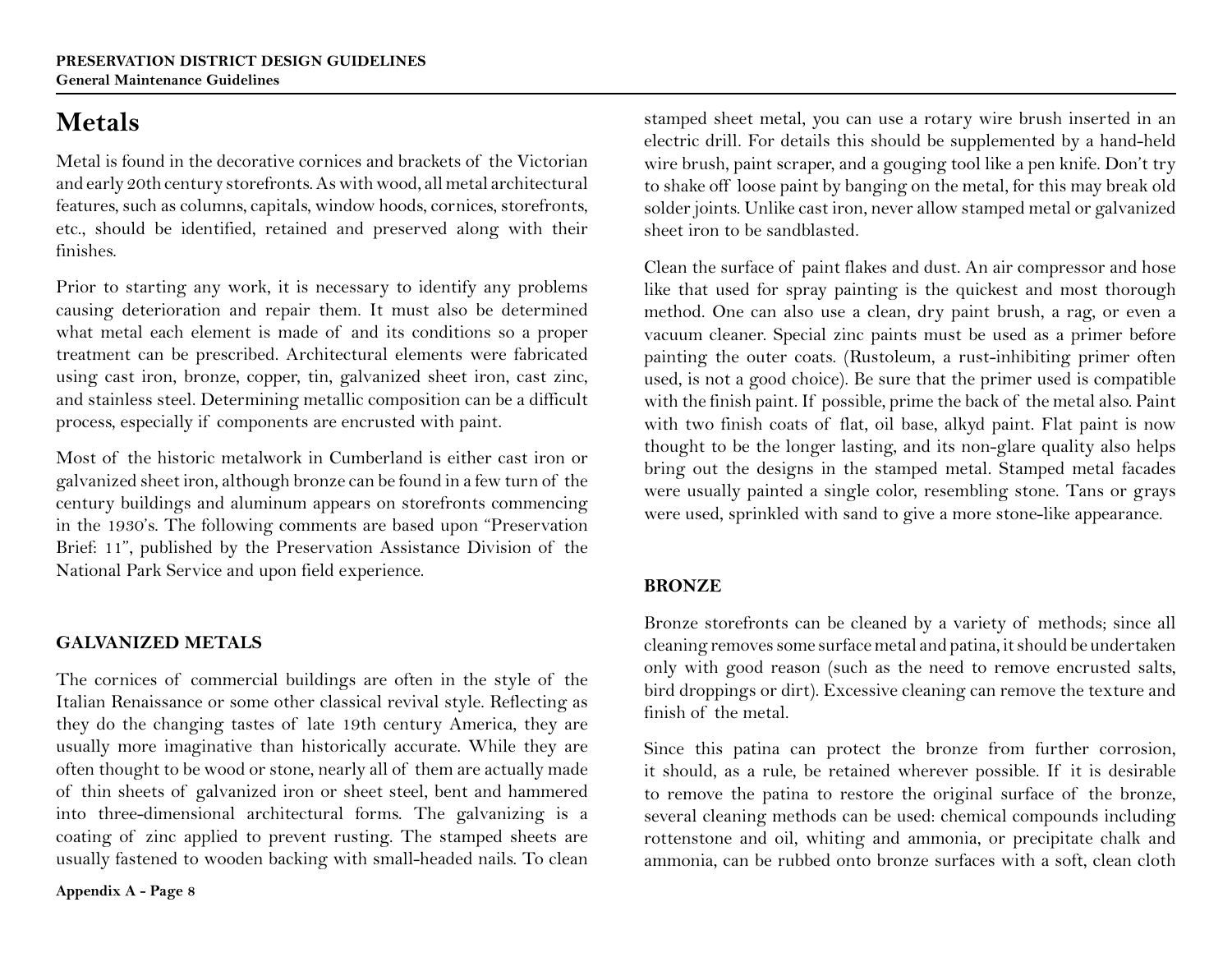# Metals

Metal is found in the decorative cornices and brackets of the Victorian and early 20th century storefronts. As with wood, all metal architectural features, such as columns, capitals, window hoods, cornices, storefronts, etc., should be identified, retained and preserved along with their finishes.

Prior to starting any work, it is necessary to identify any problems causing deterioration and repair them. It must also be determined what metal each element is made of and its conditions so a proper treatment can be prescribed. Architectural elements were fabricated using cast iron, bronze, copper, tin, galvanized sheet iron, cast zinc, and stainless steel. Determining metallic composition can be a difficult process, especially if components are encrusted with paint.

Most of the historic metalwork in Cumberland is either cast iron or galvanized sheet iron, although bronze can be found in a few turn of the century buildings and aluminum appears on storefronts commencing in the 1930's. The following comments are based upon "Preservation Brief: 11", published by the Preservation Assistance Division of the National Park Service and upon field experience.

## GALVANIZED METALS

The cornices of commercial buildings are often in the style of the Italian Renaissance or some other classical revival style. Reflecting as they do the changing tastes of late 19th century America, they are usually more imaginative than historically accurate. While they are often thought to be wood or stone, nearly all of them are actually made of thin sheets of galvanized iron or sheet steel, bent and hammered into three-dimensional architectural forms. The galvanizing is a coating of zinc applied to prevent rusting. The stamped sheets are usually fastened to wooden backing with small-headed nails. To clean stamped sheet metal, you can use a rotary wire brush inserted in an electric drill. For details this should be supplemented by a hand-held wire brush, paint scraper, and a gouging tool like a pen knife. Don't try to shake off loose paint by banging on the metal, for this may break old solder joints. Unlike cast iron, never allow stamped metal or galvanized sheet iron to be sandblasted.

Clean the surface of paint flakes and dust. An air compressor and hose like that used for spray painting is the quickest and most thorough method. One can also use a clean, dry paint brush, a rag, or even a vacuum cleaner. Special zinc paints must be used as a primer before painting the outer coats. (Rustoleum, a rust-inhibiting primer often used, is not a good choice). Be sure that the primer used is compatible with the finish paint. If possible, prime the back of the metal also. Paint with two finish coats of flat, oil base, alkyd paint. Flat paint is now thought to be the longer lasting, and its non-glare quality also helps bring out the designs in the stamped metal. Stamped metal facades were usually painted a single color, resembling stone. Tans or grays were used, sprinkled with sand to give a more stone-like appearance.

## BRONZE

Bronze storefronts can be cleaned by a variety of methods; since all cleaning removes some surface metal and patina, it should be undertaken only with good reason (such as the need to remove encrusted salts, bird droppings or dirt). Excessive cleaning can remove the texture and finish of the metal.

Since this patina can protect the bronze from further corrosion, it should, as a rule, be retained wherever possible. If it is desirable to remove the patina to restore the original surface of the bronze, several cleaning methods can be used: chemical compounds including rottenstone and oil, whiting and ammonia, or precipitate chalk and ammonia, can be rubbed onto bronze surfaces with a soft, clean cloth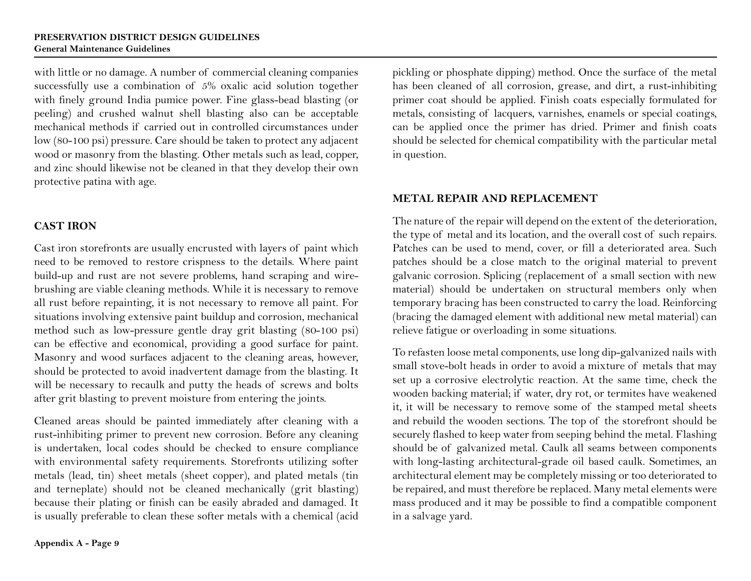with little or no damage. A number of commercial cleaning companies successfully use a combination of 5% oxalic acid solution together with finely ground India pumice power. Fine glass-bead blasting (or peeling) and crushed walnut shell blasting also can be acceptable mechanical methods if carried out in controlled circumstances under low (80-100 psi) pressure. Care should be taken to protect any adjacent wood or masonry from the blasting. Other metals such as lead, copper, and zinc should likewise not be cleaned in that they develop their own protective patina with age.

## CAST IRON

Cast iron storefronts are usually encrusted with layers of paint which need to be removed to restore crispness to the details. Where paint build-up and rust are not severe problems, hand scraping and wire-brushing are viable cleaning methods. While it is necessary to remove all rust before repainting, it is not necessary to remove all paint. For situations involving extensive paint buildup and corrosion, mechanical method such as low-pressure gentle dray grit blasting (80-100 psi) can be effective and economical, providing a good surface for paint. Masonry and wood surfaces adjacent to the cleaning areas, however, should be protected to avoid inadvertent damage from the blasting. It will be necessary to recaulk and putty the heads of screws and bolts after grit blasting to prevent moisture from entering the joints.

Cleaned areas should be painted immediately after cleaning with a rust-inhibiting primer to prevent new corrosion. Before any cleaning is undertaken, local codes should be checked to ensure compliance with environmental safety requirements. Storefronts utilizing softer metals (lead, tin) sheet metals (sheet copper), and plated metals (tin and terneplate) should not be cleaned mechanically (grit blasting) because their plating or finish can be easily abraded and damaged. It is usually preferable to clean these softer metals with a chemical (acid pickling or phosphate dipping) method. Once the surface of the metal has been cleaned of all corrosion, grease, and dirt, a rust-inhibiting primer coat should be applied. Finish coats especially formulated for metals, consisting of lacquers, varnishes, enamels or special coatings, can be applied once the primer has dried. Primer and finish coats should be selected for chemical compatibility with the particular metal in question.

## METAL REPAIR AND REPLACEMENT

The nature of the repair will depend on the extent of the deterioration, the type of metal and its location, and the overall cost of such repairs. Patches can be used to mend, cover, or fill a deteriorated area. Such patches should be a close match to the original material to prevent galvanic corrosion. Splicing (replacement of a small section with new material) should be undertaken on structural members only when temporary bracing has been constructed to carry the load. Reinforcing (bracing the damaged element with additional new metal material) can relieve fatigue or overloading in some situations.

To refasten loose metal components, use long dip-galvanized nails with small stove-bolt heads in order to avoid a mixture of metals that may set up a corrosive electrolytic reaction. At the same time, check the wooden backing material; if water, dry rot, or termites have weakened it, it will be necessary to remove some of the stamped metal sheets and rebuild the wooden sections. The top of the storefront should be securely flashed to keep water from seeping behind the metal. Flashing should be of galvanized metal. Caulk all seams between components with long-lasting architectural-grade oil based caulk. Sometimes, an architectural element may be completely missing or too deteriorated to be repaired, and must therefore be replaced. Many metal elements were mass produced and it may be possible to find a compatible component in a salvage yard.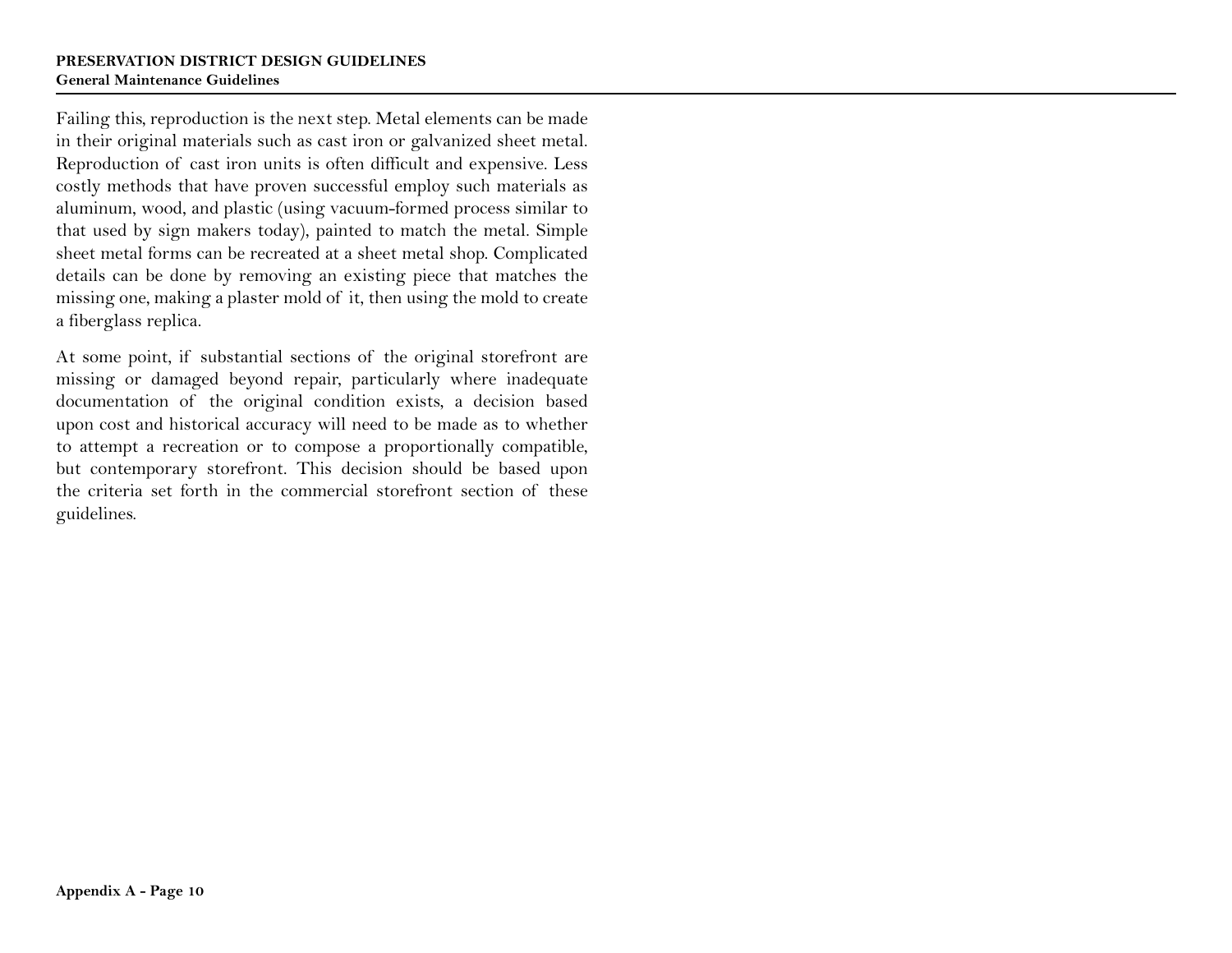Failing this, reproduction is the next step. Metal elements can be made in their original materials such as cast iron or galvanized sheet metal. Reproduction of cast iron units is often difficult and expensive. Less costly methods that have proven successful employ such materials as aluminum, wood, and plastic (using vacuum-formed process similar to that used by sign makers today), painted to match the metal. Simple sheet metal forms can be recreated at a sheet metal shop. Complicated details can be done by removing an existing piece that matches the missing one, making a plaster mold of it, then using the mold to create a fiberglass replica.

At some point, if substantial sections of the original storefront are missing or damaged beyond repair, particularly where inadequate documentation of the original condition exists, a decision based upon cost and historical accuracy will need to be made as to whether to attempt a recreation or to compose a proportionally compatible, but contemporary storefront. This decision should be based upon the criteria set forth in the commercial storefront section of these guidelines.